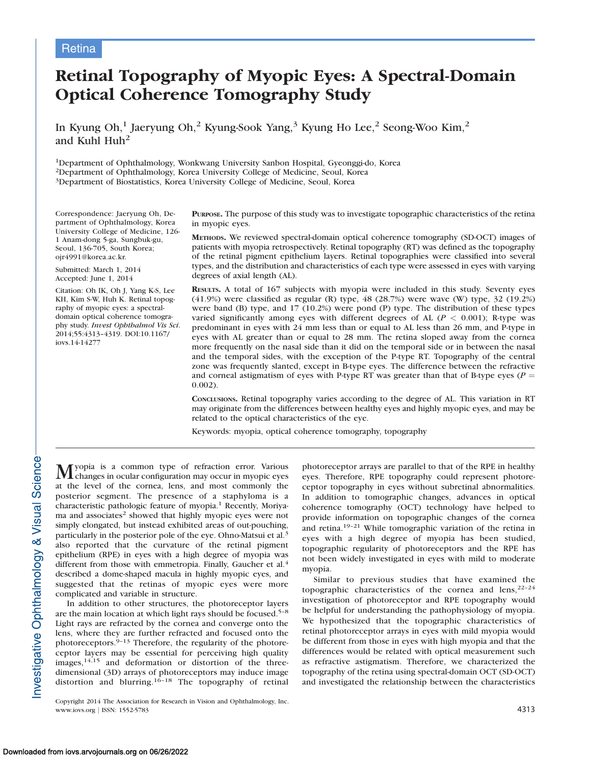Retina

# Retinal Topography of Myopic Eyes: A Spectral-Domain Optical Coherence Tomography Study

In Kyung Oh,[1] Jaeryung Oh,[2] Kyung-Sook Yang,[3] Kyung Ho Lee,[2] Seong-Woo Kim,[2] and Kuhl Huh[2]

[1]Department of Ophthalmology, Wonkwang University Sanbon Hospital, Gyeonggi-do, Korea
[2]Department of Ophthalmology, Korea University College of Medicine, Seoul, Korea
[3]Department of Biostatistics, Korea University College of Medicine, Seoul, Korea

Correspondence: Jaeryung Oh, Department of Ophthalmology, Korea University College of Medicine, 126-1 Anam-dong 5-ga, Sungbuk-gu, Seoul, 136-705, South Korea; ojr4991@korea.ac.kr.

Submitted: March 1, 2014
Accepted: June 1, 2014

Citation: Oh IK, Oh J, Yang K-S, Lee KH, Kim S-W, Huh K. Retinal topography of myopic eyes: a spectral-domain optical coherence tomography study. *Invest Ophthalmol Vis Sci*. 2014;55:4313–4319. DOI:10.1167/iovs.14-14277

**Purpose.** The purpose of this study was to investigate topographic characteristics of the retina in myopic eyes.

**Methods.** We reviewed spectral-domain optical coherence tomography (SD-OCT) images of patients with myopia retrospectively. Retinal topography (RT) was defined as the topography of the retinal pigment epithelium layers. Retinal topographies were classified into several types, and the distribution and characteristics of each type were assessed in eyes with varying degrees of axial length (AL).

**Results.** A total of 167 subjects with myopia were included in this study. Seventy eyes (41.9%) were classified as regular (R) type, 48 (28.7%) were wave (W) type, 32 (19.2%) were band (B) type, and 17 (10.2%) were pond (P) type. The distribution of these types varied significantly among eyes with different degrees of AL ($P < 0.001$); R-type was predominant in eyes with 24 mm less than or equal to AL less than 26 mm, and P-type in eyes with AL greater than or equal to 28 mm. The retina sloped away from the cornea more frequently on the nasal side than it did on the temporal side or in between the nasal and the temporal sides, with the exception of the P-type RT. Topography of the central zone was frequently slanted, except in B-type eyes. The difference between the refractive and corneal astigmatism of eyes with P-type RT was greater than that of B-type eyes ($P = 0.002$).

**Conclusions.** Retinal topography varies according to the degree of AL. This variation in RT may originate from the differences between healthy eyes and highly myopic eyes, and may be related to the optical characteristics of the eye.

Keywords: myopia, optical coherence tomography, topography

Myopia is a common type of refraction error. Various changes in ocular configuration may occur in myopic eyes at the level of the cornea, lens, and most commonly the posterior segment. The presence of a staphyloma is a characteristic pathologic feature of myopia.[1] Recently, Moriyama and associates[2] showed that highly myopic eyes were not simply elongated, but instead exhibited areas of out-pouching, particularly in the posterior pole of the eye. Ohno-Matsui et al.[3] also reported that the curvature of the retinal pigment epithelium (RPE) in eyes with a high degree of myopia was different from those with emmetropia. Finally, Gaucher et al.[4] described a dome-shaped macula in highly myopic eyes, and suggested that the retinas of myopic eyes were more complicated and variable in structure.

In addition to other structures, the photoreceptor layers are the main location at which light rays should be focused.[5–8] Light rays are refracted by the cornea and converge onto the lens, where they are further refracted and focused onto the photoreceptors.[9–13] Therefore, the regularity of the photoreceptor layers may be essential for perceiving high quality images,[14,15] and deformation or distortion of the three-dimensional (3D) arrays of photoreceptors may induce image distortion and blurring.[16–18] The topography of retinal photoreceptor arrays are parallel to that of the RPE in healthy eyes. Therefore, RPE topography could represent photoreceptor topography in eyes without subretinal abnormalities. In addition to tomographic changes, advances in optical coherence tomography (OCT) technology have helped to provide information on topographic changes of the cornea and retina.[19–21] While tomographic variation of the retina in eyes with a high degree of myopia has been studied, topographic regularity of photoreceptors and the RPE has not been widely investigated in eyes with mild to moderate myopia.

Similar to previous studies that have examined the topographic characteristics of the cornea and lens,[22–24] investigation of photoreceptor and RPE topography would be helpful for understanding the pathophysiology of myopia. We hypothesized that the topographic characteristics of retinal photoreceptor arrays in eyes with mild myopia would be different from those in eyes with high myopia and that the differences would be related with optical measurement such as refractive astigmatism. Therefore, we characterized the topography of the retina using spectral-domain OCT (SD-OCT) and investigated the relationship between the characteristics

Copyright 2014 The Association for Research in Vision and Ophthalmology, Inc.
www.iovs.org | ISSN: 1552-5783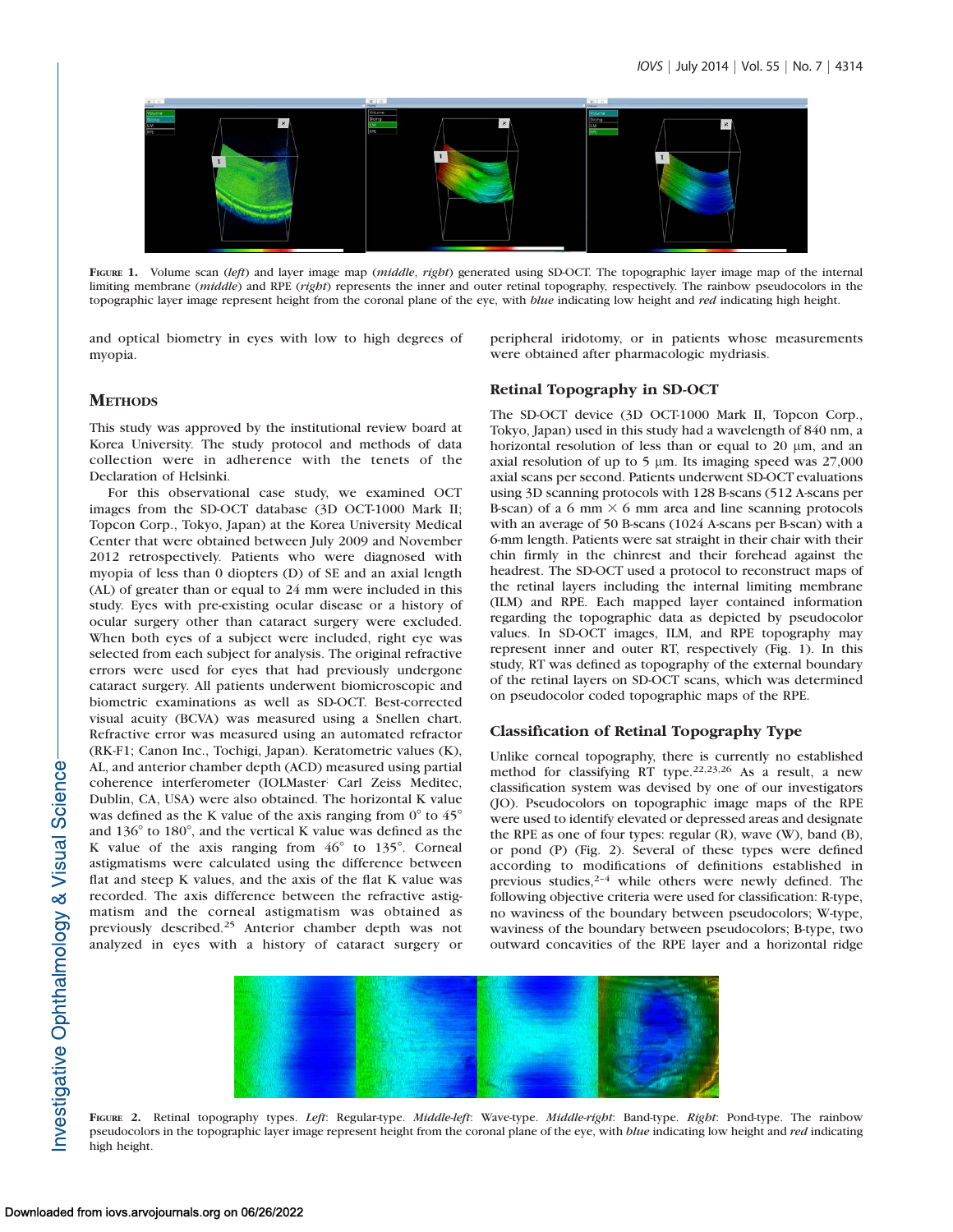FIGURE 1. Volume scan (*left*) and layer image map (*middle*, *right*) generated using SD-OCT. The topographic layer image map of the internal limiting membrane (*middle*) and RPE (*right*) represents the inner and outer retinal topography, respectively. The rainbow pseudocolors in the topographic layer image represent height from the coronal plane of the eye, with *blue* indicating low height and *red* indicating high height.

and optical biometry in eyes with low to high degrees of myopia.

## METHODS

This study was approved by the institutional review board at Korea University. The study protocol and methods of data collection were in adherence with the tenets of the Declaration of Helsinki.

For this observational case study, we examined OCT images from the SD-OCT database (3D OCT-1000 Mark II; Topcon Corp., Tokyo, Japan) at the Korea University Medical Center that were obtained between July 2009 and November 2012 retrospectively. Patients who were diagnosed with myopia of less than 0 diopters (D) of SE and an axial length (AL) of greater than or equal to 24 mm were included in this study. Eyes with pre-existing ocular disease or a history of ocular surgery other than cataract surgery were excluded. When both eyes of a subject were included, right eye was selected from each subject for analysis. The original refractive errors were used for eyes that had previously undergone cataract surgery. All patients underwent biomicroscopic and biometric examinations as well as SD-OCT. Best-corrected visual acuity (BCVA) was measured using a Snellen chart. Refractive error was measured using an automated refractor (RK-F1; Canon Inc., Tochigi, Japan). Keratometric values (K), AL, and anterior chamber depth (ACD) measured using partial coherence interferometer (IOLMaster; Carl Zeiss Meditec, Dublin, CA, USA) were also obtained. The horizontal K value was defined as the K value of the axis ranging from 0° to 45° and 136° to 180°, and the vertical K value was defined as the K value of the axis ranging from 46° to 135°. Corneal astigmatisms were calculated using the difference between flat and steep K values, and the axis of the flat K value was recorded. The axis difference between the refractive astigmatism and the corneal astigmatism was obtained as previously described.[25] Anterior chamber depth was not analyzed in eyes with a history of cataract surgery or peripheral iridotomy, or in patients whose measurements were obtained after pharmacologic mydriasis.

### Retinal Topography in SD-OCT

The SD-OCT device (3D OCT-1000 Mark II, Topcon Corp., Tokyo, Japan) used in this study had a wavelength of 840 nm, a horizontal resolution of less than or equal to 20 μm, and an axial resolution of up to 5 μm. Its imaging speed was 27,000 axial scans per second. Patients underwent SD-OCT evaluations using 3D scanning protocols with 128 B-scans (512 A-scans per B-scan) of a 6 mm × 6 mm area and line scanning protocols with an average of 50 B-scans (1024 A-scans per B-scan) with a 6-mm length. Patients were sat straight in their chair with their chin firmly in the chinrest and their forehead against the headrest. The SD-OCT used a protocol to reconstruct maps of the retinal layers including the internal limiting membrane (ILM) and RPE. Each mapped layer contained information regarding the topographic data as depicted by pseudocolor values. In SD-OCT images, ILM, and RPE topography may represent inner and outer RT, respectively (Fig. 1). In this study, RT was defined as topography of the external boundary of the retinal layers on SD-OCT scans, which was determined on pseudocolor coded topographic maps of the RPE.

### Classification of Retinal Topography Type

Unlike corneal topography, there is currently no established method for classifying RT type.[22,23,26] As a result, a new classification system was devised by one of our investigators (JO). Pseudocolors on topographic image maps of the RPE were used to identify elevated or depressed areas and designate the RPE as one of four types: regular (R), wave (W), band (B), or pond (P) (Fig. 2). Several of these types were defined according to modifications of definitions established in previous studies,[2–4] while others were newly defined. The following objective criteria were used for classification: R-type, no waviness of the boundary between pseudocolors; W-type, waviness of the boundary between pseudocolors; B-type, two outward concavities of the RPE layer and a horizontal ridge

FIGURE 2. Retinal topography types. *Left*: Regular-type. *Middle-left*: Wave-type. *Middle-right*: Band-type. *Right*: Pond-type. The rainbow pseudocolors in the topographic layer image represent height from the coronal plane of the eye, with *blue* indicating low height and *red* indicating high height.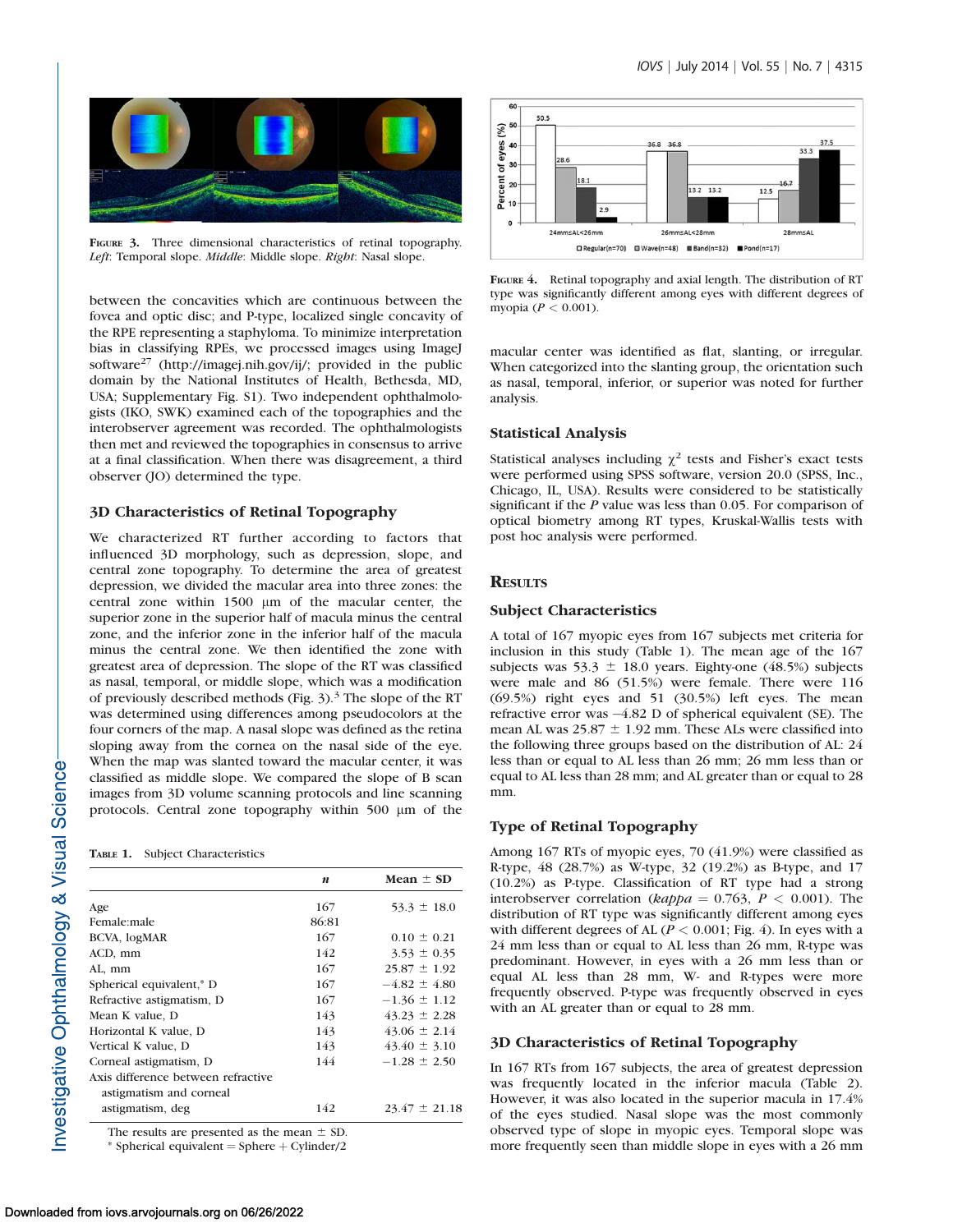FIGURE 3. Three dimensional characteristics of retinal topography. *Left*: Temporal slope. *Middle*: Middle slope. *Right*: Nasal slope.

between the concavities which are continuous between the fovea and optic disc; and P-type, localized single concavity of the RPE representing a staphyloma. To minimize interpretation bias in classifying RPEs, we processed images using ImageJ software[27] (http://imagej.nih.gov/ij/; provided in the public domain by the National Institutes of Health, Bethesda, MD, USA; Supplementary Fig. S1). Two independent ophthalmologists (IKO, SWK) examined each of the topographies and the interobserver agreement was recorded. The ophthalmologists then met and reviewed the topographies in consensus to arrive at a final classification. When there was disagreement, a third observer (JO) determined the type.

### 3D Characteristics of Retinal Topography

We characterized RT further according to factors that influenced 3D morphology, such as depression, slope, and central zone topography. To determine the area of greatest depression, we divided the macular area into three zones: the central zone within 1500 µm of the macular center, the superior zone in the superior half of macula minus the central zone, and the inferior zone in the inferior half of the macula minus the central zone. We then identified the zone with greatest area of depression. The slope of the RT was classified as nasal, temporal, or middle slope, which was a modification of previously described methods (Fig. 3).[3] The slope of the RT was determined using differences among pseudocolors at the four corners of the map. A nasal slope was defined as the retina sloping away from the cornea on the nasal side of the eye. When the map was slanted toward the macular center, it was classified as middle slope. We compared the slope of B scan images from 3D volume scanning protocols and line scanning protocols. Central zone topography within 500 µm of the macular center was identified as flat, slanting, or irregular. When categorized into the slanting group, the orientation such as nasal, temporal, inferior, or superior was noted for further analysis.

TABLE 1. Subject Characteristics

| | *n* | Mean ± SD |
|---|---|---|
| Age | 167 | 53.3 ± 18.0 |
| Female:male | 86:81 | |
| BCVA, logMAR | 167 | 0.10 ± 0.21 |
| ACD, mm | 142 | 3.53 ± 0.35 |
| AL, mm | 167 | 25.87 ± 1.92 |
| Spherical equivalent,* D | 167 | −4.82 ± 4.80 |
| Refractive astigmatism, D | 167 | −1.36 ± 1.12 |
| Mean K value, D | 143 | 43.23 ± 2.28 |
| Horizontal K value, D | 143 | 43.06 ± 2.14 |
| Vertical K value, D | 143 | 43.40 ± 3.10 |
| Corneal astigmatism, D | 144 | −1.28 ± 2.50 |
| Axis difference between refractive astigmatism and corneal astigmatism, deg | 142 | 23.47 ± 21.18 |

The results are presented as the mean ± SD.
\* Spherical equivalent = Sphere + Cylinder/2

FIGURE 4. Retinal topography and axial length. The distribution of RT type was significantly different among eyes with different degrees of myopia ($P < 0.001$).

### Statistical Analysis

Statistical analyses including $\chi^2$ tests and Fisher's exact tests were performed using SPSS software, version 20.0 (SPSS, Inc., Chicago, IL, USA). Results were considered to be statistically significant if the *P* value was less than 0.05. For comparison of optical biometry among RT types, Kruskal-Wallis tests with post hoc analysis were performed.

## RESULTS

### Subject Characteristics

A total of 167 myopic eyes from 167 subjects met criteria for inclusion in this study (Table 1). The mean age of the 167 subjects was 53.3 ± 18.0 years. Eighty-one (48.5%) subjects were male and 86 (51.5%) were female. There were 116 (69.5%) right eyes and 51 (30.5%) left eyes. The mean refractive error was −4.82 D of spherical equivalent (SE). The mean AL was 25.87 ± 1.92 mm. These ALs were classified into the following three groups based on the distribution of AL: 24 less than or equal to AL less than 26 mm; 26 mm less than or equal to AL less than 28 mm; and AL greater than or equal to 28 mm.

### Type of Retinal Topography

Among 167 RTs of myopic eyes, 70 (41.9%) were classified as R-type, 48 (28.7%) as W-type, 32 (19.2%) as B-type, and 17 (10.2%) as P-type. Classification of RT type had a strong interobserver correlation (*kappa* = 0.763, $P < 0.001$). The distribution of RT type was significantly different among eyes with different degrees of AL ($P < 0.001$; Fig. 4). In eyes with a 24 mm less than or equal to AL less than 26 mm, R-type was predominant. However, in eyes with a 26 mm less than or equal AL less than 28 mm, W- and R-types were more frequently observed. P-type was frequently observed in eyes with an AL greater than or equal to 28 mm.

### 3D Characteristics of Retinal Topography

In 167 RTs from 167 subjects, the area of greatest depression was frequently located in the inferior macula (Table 2). However, it was also located in the superior macula in 17.4% of the eyes studied. Nasal slope was the most commonly observed type of slope in myopic eyes. Temporal slope was more frequently seen than middle slope in eyes with a 26 mm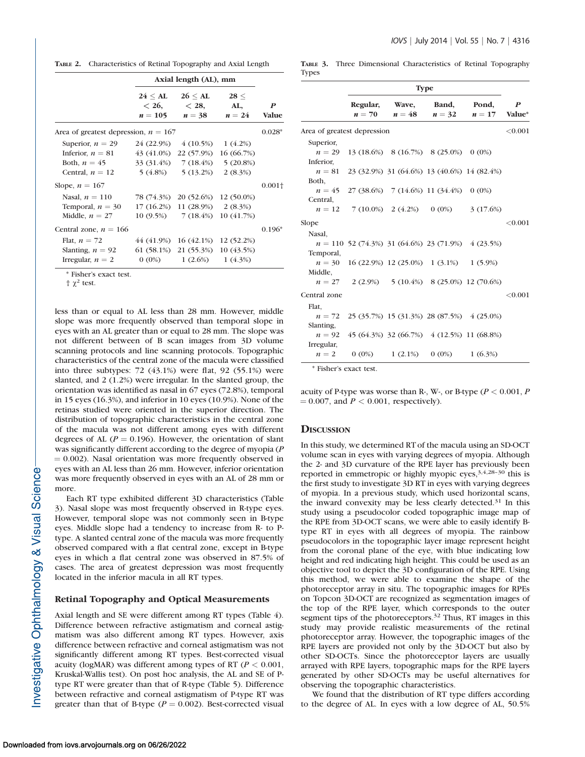**Table 2.** Characteristics of Retinal Topography and Axial Length

| | Axial length (AL), mm | | | |
|---|---|---|---|---|
| | 24 ≤ AL < 26, n = 105 | 26 ≤ AL < 28, n = 38 | 28 ≤ AL, n = 24 | P Value |
| Area of greatest depression, n = 167 | | | | 0.028* |
| Superior, n = 29 | 24 (22.9%) | 4 (10.5%) | 1 (4.2%) | |
| Inferior, n = 81 | 43 (41.0%) | 22 (57.9%) | 16 (66.7%) | |
| Both, n = 45 | 33 (31.4%) | 7 (18.4%) | 5 (20.8%) | |
| Central, n = 12 | 5 (4.8%) | 5 (13.2%) | 2 (8.3%) | |
| Slope, n = 167 | | | | 0.001† |
| Nasal, n = 110 | 78 (74.3%) | 20 (52.6%) | 12 (50.0%) | |
| Temporal, n = 30 | 17 (16.2%) | 11 (28.9%) | 2 (8.3%) | |
| Middle, n = 27 | 10 (9.5%) | 7 (18.4%) | 10 (41.7%) | |
| Central zone, n = 166 | | | | 0.196* |
| Flat, n = 72 | 44 (41.9%) | 16 (42.1%) | 12 (52.2%) | |
| Slanting, n = 92 | 61 (58.1%) | 21 (55.3%) | 10 (43.5%) | |
| Irregular, n = 2 | 0 (0%) | 1 (2.6%) | 1 (4.3%) | |

\* Fisher's exact test.
† $\chi^2$ test.

less than or equal to AL less than 28 mm. However, middle slope was more frequently observed than temporal slope in eyes with an AL greater than or equal to 28 mm. The slope was not different between of B scan images from 3D volume scanning protocols and line scanning protocols. Topographic characteristics of the central zone of the macula were classified into three subtypes: 72 (43.1%) were flat, 92 (55.1%) were slanted, and 2 (1.2%) were irregular. In the slanted group, the orientation was identified as nasal in 67 eyes (72.8%), temporal in 15 eyes (16.3%), and inferior in 10 eyes (10.9%). None of the retinas studied were oriented in the superior direction. The distribution of topographic characteristics in the central zone of the macula was not different among eyes with different degrees of AL ($P = 0.196$). However, the orientation of slant was significantly different according to the degree of myopia ($P = 0.002$). Nasal orientation was more frequently observed in eyes with an AL less than 26 mm. However, inferior orientation was more frequently observed in eyes with an AL of 28 mm or more.

Each RT type exhibited different 3D characteristics (Table 3). Nasal slope was most frequently observed in R-type eyes. However, temporal slope was not commonly seen in B-type eyes. Middle slope had a tendency to increase from R- to P-type. A slanted central zone of the macula was more frequently observed compared with a flat central zone, except in B-type eyes in which a flat central zone was observed in 87.5% of cases. The area of greatest depression was most frequently located in the inferior macula in all RT types.

**Table 3.** Three Dimensional Characteristics of Retinal Topography Types

| | Type | | | | |
|---|---|---|---|---|---|
| | Regular, n = 70 | Wave, n = 48 | Band, n = 32 | Pond, n = 17 | P Value* |
| Area of greatest depression | | | | | <0.001 |
| Superior, n = 29 | 13 (18.6%) | 8 (16.7%) | 8 (25.0%) | 0 (0%) | |
| Inferior, n = 81 | 23 (32.9%) | 31 (64.6%) | 13 (40.6%) | 14 (82.4%) | |
| Both, n = 45 | 27 (38.6%) | 7 (14.6%) | 11 (34.4%) | 0 (0%) | |
| Central, n = 12 | 7 (10.0%) | 2 (4.2%) | 0 (0%) | 3 (17.6%) | |
| Slope | | | | | <0.001 |
| Nasal, n = 110 | 52 (74.3%) | 31 (64.6%) | 23 (71.9%) | 4 (23.5%) | |
| Temporal, n = 30 | 16 (22.9%) | 12 (25.0%) | 1 (3.1%) | 1 (5.9%) | |
| Middle, n = 27 | 2 (2.9%) | 5 (10.4%) | 8 (25.0%) | 12 (70.6%) | |
| Central zone | | | | | <0.001 |
| Flat, n = 72 | 25 (35.7%) | 15 (31.3%) | 28 (87.5%) | 4 (25.0%) | |
| Slanting, n = 92 | 45 (64.3%) | 32 (66.7%) | 4 (12.5%) | 11 (68.8%) | |
| Irregular, n = 2 | 0 (0%) | 1 (2.1%) | 0 (0%) | 1 (6.3%) | |

\* Fisher's exact test.

### Retinal Topography and Optical Measurements

Axial length and SE were different among RT types (Table 4). Difference between refractive astigmatism and corneal astigmatism was also different among RT types. However, axis difference between refractive and corneal astigmatism was not significantly different among RT types. Best-corrected visual acuity (logMAR) was different among types of RT ($P < 0.001$, Kruskal-Wallis test). On post hoc analysis, the AL and SE of P-type RT were greater than that of R-type (Table 5). Difference between refractive and corneal astigmatism of P-type RT was greater than that of B-type ($P = 0.002$). Best-corrected visual acuity of P-type was worse than R-, W-, or B-type ($P < 0.001$, $P = 0.007$, and $P < 0.001$, respectively).

## Discussion

In this study, we determined RT of the macula using an SD-OCT volume scan in eyes with varying degrees of myopia. Although the 2- and 3D curvature of the RPE layer has previously been reported in emmetropic or highly myopic eyes,[3,4,28–30] this is the first study to investigate 3D RT in eyes with varying degrees of myopia. In a previous study, which used horizontal scans, the inward convexity may be less clearly detected.[31] In this study using a pseudocolor coded topographic image map of the RPE from 3D-OCT scans, we were able to easily identify B-type RT in eyes with all degrees of myopia. The rainbow pseudocolors in the topographic layer image represent height from the coronal plane of the eye, with blue indicating low height and red indicating high height. This could be used as an objective tool to depict the 3D configuration of the RPE. Using this method, we were able to examine the shape of the photoreceptor array in situ. The topographic images for RPEs on Topcon 3D-OCT are recognized as segmentation images of the top of the RPE layer, which corresponds to the outer segment tips of the photoreceptors.[32] Thus, RT images in this study may provide realistic measurements of the retinal photoreceptor array. However, the topographic images of the RPE layers are provided not only by the 3D-OCT but also by other SD-OCTs. Since the photoreceptor layers are usually arrayed with RPE layers, topographic maps for the RPE layers generated by other SD-OCTs may be useful alternatives for observing the topographic characteristics.

We found that the distribution of RT type differs according to the degree of AL. In eyes with a low degree of AL, 50.5%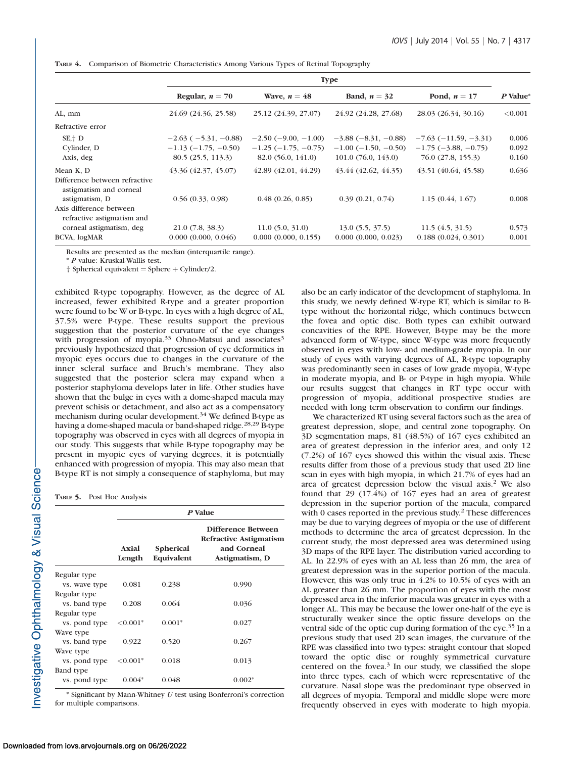**Table 4.** Comparison of Biometric Characteristics Among Various Types of Retinal Topography

| | Type | | | | |
|---|---|---|---|---|---|
| | Regular, $n = 70$ | Wave, $n = 48$ | Band, $n = 32$ | Pond, $n = 17$ | *P* Value* |
| AL, mm | 24.69 (24.36, 25.58) | 25.12 (24.39, 27.07) | 24.92 (24.28, 27.68) | 28.03 (26.34, 30.16) | <0.001 |
| Refractive error | | | | | |
| SE,† D | −2.63 (−5.31, −0.88) | −2.50 (−9.00, −1.00) | −3.88 (−8.31, −0.88) | −7.63 (−11.59, −3.31) | 0.006 |
| Cylinder, D | −1.13 (−1.75, −0.50) | −1.25 (−1.75, −0.75) | −1.00 (−1.50, −0.50) | −1.75 (−3.88, −0.75) | 0.092 |
| Axis, deg | 80.5 (25.5, 113.3) | 82.0 (56.0, 141.0) | 101.0 (76.0, 143.0) | 76.0 (27.8, 155.3) | 0.160 |
| Mean K, D | 43.36 (42.37, 45.07) | 42.89 (42.01, 44.29) | 43.44 (42.62, 44.35) | 43.51 (40.64, 45.58) | 0.636 |
| Difference between refractive astigmatism and corneal astigmatism, D | 0.56 (0.33, 0.98) | 0.48 (0.26, 0.85) | 0.39 (0.21, 0.74) | 1.15 (0.44, 1.67) | 0.008 |
| Axis difference between refractive astigmatism and corneal astigmatism, deg | 21.0 (7.8, 38.3) | 11.0 (5.0, 31.0) | 13.0 (5.5, 37.5) | 11.5 (4.5, 31.5) | 0.573 |
| BCVA, logMAR | 0.000 (0.000, 0.046) | 0.000 (0.000, 0.155) | 0.000 (0.000, 0.023) | 0.188 (0.024, 0.301) | 0.001 |

Results are presented as the median (interquartile range).

\* *P* value: Kruskal-Wallis test.

† Spherical equivalent = Sphere + Cylinder/2.

exhibited R-type topography. However, as the degree of AL increased, fewer exhibited R-type and a greater proportion were found to be W or B-type. In eyes with a high degree of AL, 37.5% were P-type. These results support the previous suggestion that the posterior curvature of the eye changes with progression of myopia.[33] Ohno-Matsui and associates[3] previously hypothesized that progression of eye deformities in myopic eyes occurs due to changes in the curvature of the inner scleral surface and Bruch's membrane. They also suggested that the posterior sclera may expand when a posterior staphyloma develops later in life. Other studies have shown that the bulge in eyes with a dome-shaped macula may prevent schisis or detachment, and also act as a compensatory mechanism during ocular development.[34] We defined B-type as having a dome-shaped macula or band-shaped ridge.[28,29] B-type topography was observed in eyes with all degrees of myopia in our study. This suggests that while B-type topography may be present in myopic eyes of varying degrees, it is potentially enhanced with progression of myopia. This may also mean that B-type RT is not simply a consequence of staphyloma, but may also be an early indicator of the development of staphyloma. In this study, we newly defined W-type RT, which is similar to B-type without the horizontal ridge, which continues between the fovea and optic disc. Both types can exhibit outward concavities of the RPE. However, B-type may be the more advanced form of W-type, since W-type was more frequently observed in eyes with low- and medium-grade myopia. In our study of eyes with varying degrees of AL, R-type topography was predominantly seen in cases of low grade myopia, W-type in moderate myopia, and B- or P-type in high myopia. While our results suggest that changes in RT type occur with progression of myopia, additional prospective studies are needed with long term observation to confirm our findings.

**Table 5.** Post Hoc Analysis

| | *P* Value | | |
|---|---|---|---|
| | Axial Length | Spherical Equivalent | Difference Between Refractive Astigmatism and Corneal Astigmatism, D |
| Regular type vs. wave type | 0.081 | 0.238 | 0.990 |
| Regular type vs. band type | 0.208 | 0.064 | 0.036 |
| Regular type vs. pond type | <0.001* | 0.001* | 0.027 |
| Wave type vs. band type | 0.922 | 0.520 | 0.267 |
| Wave type vs. pond type | <0.001* | 0.018 | 0.013 |
| Band type vs. pond type | 0.004* | 0.048 | 0.002* |

\* Significant by Mann-Whitney *U* test using Bonferroni's correction for multiple comparisons.

We characterized RT using several factors such as the area of greatest depression, slope, and central zone topography. On 3D segmentation maps, 81 (48.5%) of 167 eyes exhibited an area of greatest depression in the inferior area, and only 12 (7.2%) of 167 eyes showed this within the visual axis. These results differ from those of a previous study that used 2D line scan in eyes with high myopia, in which 21.7% of eyes had an area of greatest depression below the visual axis.[2] We also found that 29 (17.4%) of 167 eyes had an area of greatest depression in the superior portion of the macula, compared with 0 cases reported in the previous study.[2] These differences may be due to varying degrees of myopia or the use of different methods to determine the area of greatest depression. In the current study, the most depressed area was determined using 3D maps of the RPE layer. The distribution varied according to AL. In 22.9% of eyes with an AL less than 26 mm, the area of greatest depression was in the superior portion of the macula. However, this was only true in 4.2% to 10.5% of eyes with an AL greater than 26 mm. The proportion of eyes with the most depressed area in the inferior macula was greater in eyes with a longer AL. This may be because the lower one-half of the eye is structurally weaker since the optic fissure develops on the ventral side of the optic cup during formation of the eye.[35] In a previous study that used 2D scan images, the curvature of the RPE was classified into two types: straight contour that sloped toward the optic disc or roughly symmetrical curvature centered on the fovea.[3] In our study, we classified the slope into three types, each of which were representative of the curvature. Nasal slope was the predominant type observed in all degrees of myopia. Temporal and middle slope were more frequently observed in eyes with moderate to high myopia.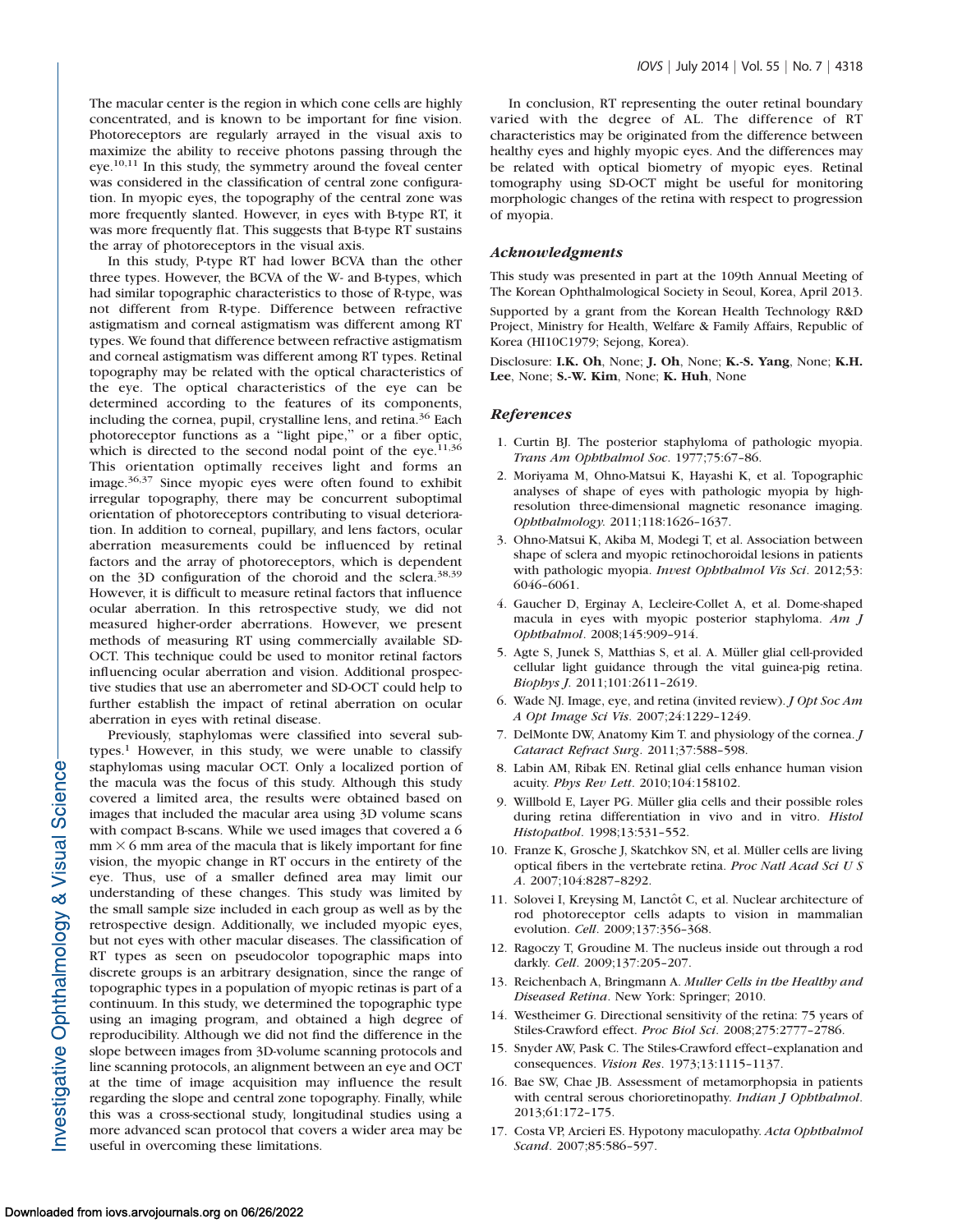The macular center is the region in which cone cells are highly concentrated, and is known to be important for fine vision. Photoreceptors are regularly arrayed in the visual axis to maximize the ability to receive photons passing through the eye.[10,11] In this study, the symmetry around the foveal center was considered in the classification of central zone configuration. In myopic eyes, the topography of the central zone was more frequently slanted. However, in eyes with B-type RT, it was more frequently flat. This suggests that B-type RT sustains the array of photoreceptors in the visual axis.

In this study, P-type RT had lower BCVA than the other three types. However, the BCVA of the W- and B-types, which had similar topographic characteristics to those of R-type, was not different from R-type. Difference between refractive astigmatism and corneal astigmatism was different among RT types. We found that difference between refractive astigmatism and corneal astigmatism was different among RT types. Retinal topography may be related with the optical characteristics of the eye. The optical characteristics of the eye can be determined according to the features of its components, including the cornea, pupil, crystalline lens, and retina.[36] Each photoreceptor functions as a "light pipe," or a fiber optic, which is directed to the second nodal point of the eye.[11,36] This orientation optimally receives light and forms an image.[36,37] Since myopic eyes were often found to exhibit irregular topography, there may be concurrent suboptimal orientation of photoreceptors contributing to visual deterioration. In addition to corneal, pupillary, and lens factors, ocular aberration measurements could be influenced by retinal factors and the array of photoreceptors, which is dependent on the 3D configuration of the choroid and the sclera.[38,39] However, it is difficult to measure retinal factors that influence ocular aberration. In this retrospective study, we did not measured higher-order aberrations. However, we present methods of measuring RT using commercially available SD-OCT. This technique could be used to monitor retinal factors influencing ocular aberration and vision. Additional prospective studies that use an aberrometer and SD-OCT could help to further establish the impact of retinal aberration on ocular aberration in eyes with retinal disease.

Previously, staphylomas were classified into several subtypes.[1] However, in this study, we were unable to classify staphylomas using macular OCT. Only a localized portion of the macula was the focus of this study. Although this study covered a limited area, the results were obtained based on images that included the macular area using 3D volume scans with compact B-scans. While we used images that covered a 6 mm × 6 mm area of the macula that is likely important for fine vision, the myopic change in RT occurs in the entirety of the eye. Thus, use of a smaller defined area may limit our understanding of these changes. This study was limited by the small sample size included in each group as well as by the retrospective design. Additionally, we included myopic eyes, but not eyes with other macular diseases. The classification of RT types as seen on pseudocolor topographic maps into discrete groups is an arbitrary designation, since the range of topographic types in a population of myopic retinas is part of a continuum. In this study, we determined the topographic type using an imaging program, and obtained a high degree of reproducibility. Although we did not find the difference in the slope between images from 3D-volume scanning protocols and line scanning protocols, an alignment between an eye and OCT at the time of image acquisition may influence the result regarding the slope and central zone topography. Finally, while this was a cross-sectional study, longitudinal studies using a more advanced scan protocol that covers a wider area may be useful in overcoming these limitations.

In conclusion, RT representing the outer retinal boundary varied with the degree of AL. The difference of RT characteristics may be originated from the difference between healthy eyes and highly myopic eyes. And the differences may be related with optical biometry of myopic eyes. Retinal tomography using SD-OCT might be useful for monitoring morphologic changes of the retina with respect to progression of myopia.

## Acknowledgments

This study was presented in part at the 109th Annual Meeting of The Korean Ophthalmological Society in Seoul, Korea, April 2013.

Supported by a grant from the Korean Health Technology R&D Project, Ministry for Health, Welfare & Family Affairs, Republic of Korea (HI10C1979; Sejong, Korea).

Disclosure: **I.K. Oh**, None; **J. Oh**, None; **K.-S. Yang**, None; **K.H. Lee**, None; **S.-W. Kim**, None; **K. Huh**, None

## References

1. Curtin BJ. The posterior staphyloma of pathologic myopia. *Trans Am Ophthalmol Soc*. 1977;75:67–86.
2. Moriyama M, Ohno-Matsui K, Hayashi K, et al. Topographic analyses of shape of eyes with pathologic myopia by high-resolution three-dimensional magnetic resonance imaging. *Ophthalmology*. 2011;118:1626–1637.
3. Ohno-Matsui K, Akiba M, Modegi T, et al. Association between shape of sclera and myopic retinochoroidal lesions in patients with pathologic myopia. *Invest Ophthalmol Vis Sci*. 2012;53: 6046–6061.
4. Gaucher D, Erginay A, Lecleire-Collet A, et al. Dome-shaped macula in eyes with myopic posterior staphyloma. *Am J Ophthalmol*. 2008;145:909–914.
5. Agte S, Junek S, Matthias S, et al. A. Müller glial cell-provided cellular light guidance through the vital guinea-pig retina. *Biophys J*. 2011;101:2611–2619.
6. Wade NJ. Image, eye, and retina (invited review). *J Opt Soc Am A Opt Image Sci Vis*. 2007;24:1229–1249.
7. DelMonte DW, Anatomy Kim T. and physiology of the cornea. *J Cataract Refract Surg*. 2011;37:588–598.
8. Labin AM, Ribak EN. Retinal glial cells enhance human vision acuity. *Phys Rev Lett*. 2010;104:158102.
9. Willbold E, Layer PG. Müller glia cells and their possible roles during retina differentiation in vivo and in vitro. *Histol Histopathol*. 1998;13:531–552.
10. Franze K, Grosche J, Skatchkov SN, et al. Müller cells are living optical fibers in the vertebrate retina. *Proc Natl Acad Sci U S A*. 2007;104:8287–8292.
11. Solovei I, Kreysing M, Lanctôt C, et al. Nuclear architecture of rod photoreceptor cells adapts to vision in mammalian evolution. *Cell*. 2009;137:356–368.
12. Ragoczy T, Groudine M. The nucleus inside out through a rod darkly. *Cell*. 2009;137:205–207.
13. Reichenbach A, Bringmann A. *Muller Cells in the Healthy and Diseased Retina*. New York: Springer; 2010.
14. Westheimer G. Directional sensitivity of the retina: 75 years of Stiles-Crawford effect. *Proc Biol Sci*. 2008;275:2777–2786.
15. Snyder AW, Pask C. The Stiles-Crawford effect–explanation and consequences. *Vision Res*. 1973;13:1115–1137.
16. Bae SW, Chae JB. Assessment of metamorphopsia in patients with central serous chorioretinopathy. *Indian J Ophthalmol*. 2013;61:172–175.
17. Costa VP, Arcieri ES. Hypotony maculopathy. *Acta Ophthalmol Scand*. 2007;85:586–597.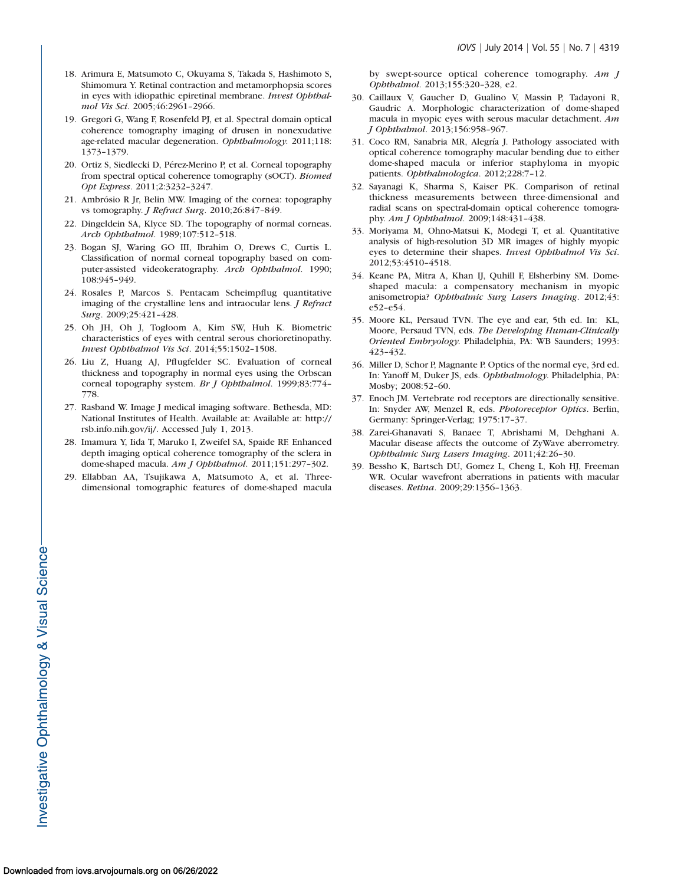18. Arimura E, Matsumoto C, Okuyama S, Takada S, Hashimoto S, Shimomura Y. Retinal contraction and metamorphopsia scores in eyes with idiopathic epiretinal membrane. *Invest Ophthalmol Vis Sci*. 2005;46:2961–2966.
19. Gregori G, Wang F, Rosenfeld PJ, et al. Spectral domain optical coherence tomography imaging of drusen in nonexudative age-related macular degeneration. *Ophthalmology*. 2011;118: 1373–1379.
20. Ortiz S, Siedlecki D, Pérez-Merino P, et al. Corneal topography from spectral optical coherence tomography (sOCT). *Biomed Opt Express*. 2011;2:3232–3247.
21. Ambrósio R Jr, Belin MW. Imaging of the cornea: topography vs tomography. *J Refract Surg*. 2010;26:847–849.
22. Dingeldein SA, Klyce SD. The topography of normal corneas. *Arch Ophthalmol*. 1989;107:512–518.
23. Bogan SJ, Waring GO III, Ibrahim O, Drews C, Curtis L. Classification of normal corneal topography based on computer-assisted videokeratography. *Arch Ophthalmol*. 1990; 108:945–949.
24. Rosales P, Marcos S. Pentacam Scheimpflug quantitative imaging of the crystalline lens and intraocular lens. *J Refract Surg*. 2009;25:421–428.
25. Oh JH, Oh J, Togloom A, Kim SW, Huh K. Biometric characteristics of eyes with central serous chorioretinopathy. *Invest Ophthalmol Vis Sci*. 2014;55:1502–1508.
26. Liu Z, Huang AJ, Pflugfelder SC. Evaluation of corneal thickness and topography in normal eyes using the Orbscan corneal topography system. *Br J Ophthalmol*. 1999;83:774–778.
27. Rasband W. Image J medical imaging software. Bethesda, MD: National Institutes of Health. Available at: Available at: http://rsb.info.nih.gov/ij/. Accessed July 1, 2013.
28. Imamura Y, Iida T, Maruko I, Zweifel SA, Spaide RF. Enhanced depth imaging optical coherence tomography of the sclera in dome-shaped macula. *Am J Ophthalmol*. 2011;151:297–302.
29. Ellabban AA, Tsujikawa A, Matsumoto A, et al. Three-dimensional tomographic features of dome-shaped macula by swept-source optical coherence tomography. *Am J Ophthalmol*. 2013;155:320–328, e2.
30. Caillaux V, Gaucher D, Gualino V, Massin P, Tadayoni R, Gaudric A. Morphologic characterization of dome-shaped macula in myopic eyes with serous macular detachment. *Am J Ophthalmol*. 2013;156:958–967.
31. Coco RM, Sanabria MR, Alegría J. Pathology associated with optical coherence tomography macular bending due to either dome-shaped macula or inferior staphyloma in myopic patients. *Ophthalmologica*. 2012;228:7–12.
32. Sayanagi K, Sharma S, Kaiser PK. Comparison of retinal thickness measurements between three-dimensional and radial scans on spectral-domain optical coherence tomography. *Am J Ophthalmol*. 2009;148:431–438.
33. Moriyama M, Ohno-Matsui K, Modegi T, et al. Quantitative analysis of high-resolution 3D MR images of highly myopic eyes to determine their shapes. *Invest Ophthalmol Vis Sci*. 2012;53:4510–4518.
34. Keane PA, Mitra A, Khan IJ, Quhill F, Elsherbiny SM. Dome-shaped macula: a compensatory mechanism in myopic anisometropia? *Ophthalmic Surg Lasers Imaging*. 2012;43: e52–e54.
35. Moore KL, Persaud TVN. The eye and ear, 5th ed. In: KL, Moore, Persaud TVN, eds. *The Developing Human-Clinically Oriented Embryology*. Philadelphia, PA: WB Saunders; 1993: 423–432.
36. Miller D, Schor P, Magnante P. Optics of the normal eye, 3rd ed. In: Yanoff M, Duker JS, eds. *Ophthalmology*. Philadelphia, PA: Mosby; 2008:52–60.
37. Enoch JM. Vertebrate rod receptors are directionally sensitive. In: Snyder AW, Menzel R, eds. *Photoreceptor Optics*. Berlin, Germany: Springer-Verlag; 1975:17–37.
38. Zarei-Ghanavati S, Banaee T, Abrishami M, Dehghani A. Macular disease affects the outcome of ZyWave aberrometry. *Ophthalmic Surg Lasers Imaging*. 2011;42:26–30.
39. Bessho K, Bartsch DU, Gomez L, Cheng L, Koh HJ, Freeman WR. Ocular wavefront aberrations in patients with macular diseases. *Retina*. 2009;29:1356–1363.